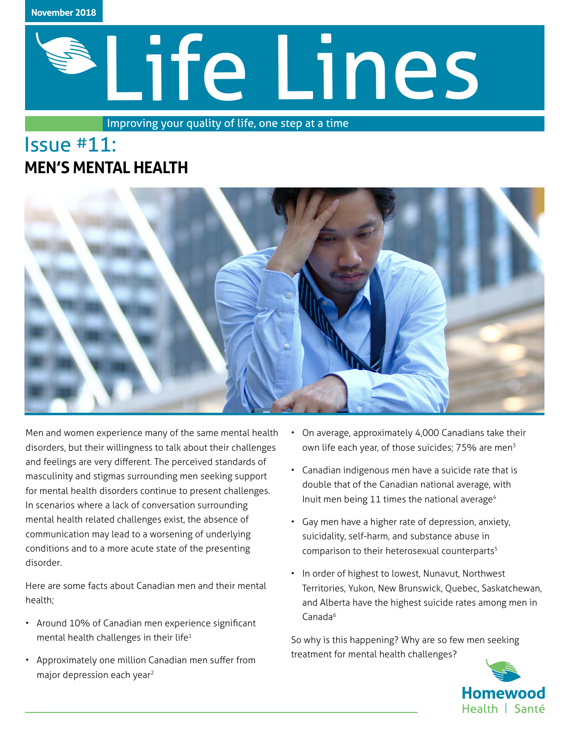November 2018

# Life Lines

Improving your quality of life, one step at a time

## Issue #11:
## MEN'S MENTAL HEALTH

Men and women experience many of the same mental health disorders, but their willingness to talk about their challenges and feelings are very different. The perceived standards of masculinity and stigmas surrounding men seeking support for mental health disorders continue to present challenges. In scenarios where a lack of conversation surrounding mental health related challenges exist, the absence of communication may lead to a worsening of underlying conditions and to a more acute state of the presenting disorder.

Here are some facts about Canadian men and their mental health;

- Around 10% of Canadian men experience significant mental health challenges in their life[1]
- Approximately one million Canadian men suffer from major depression each year[2]
- On average, approximately 4,000 Canadians take their own life each year, of those suicides; 75% are men[3]
- Canadian indigenous men have a suicide rate that is double that of the Canadian national average, with Inuit men being 11 times the national average[4]
- Gay men have a higher rate of depression, anxiety, suicidality, self-harm, and substance abuse in comparison to their heterosexual counterparts[5]
- In order of highest to lowest, Nunavut, Northwest Territories, Yukon, New Brunswick, Quebec, Saskatchewan, and Alberta have the highest suicide rates among men in Canada[6]

So why is this happening? Why are so few men seeking treatment for mental health challenges?

Homewood Health | Santé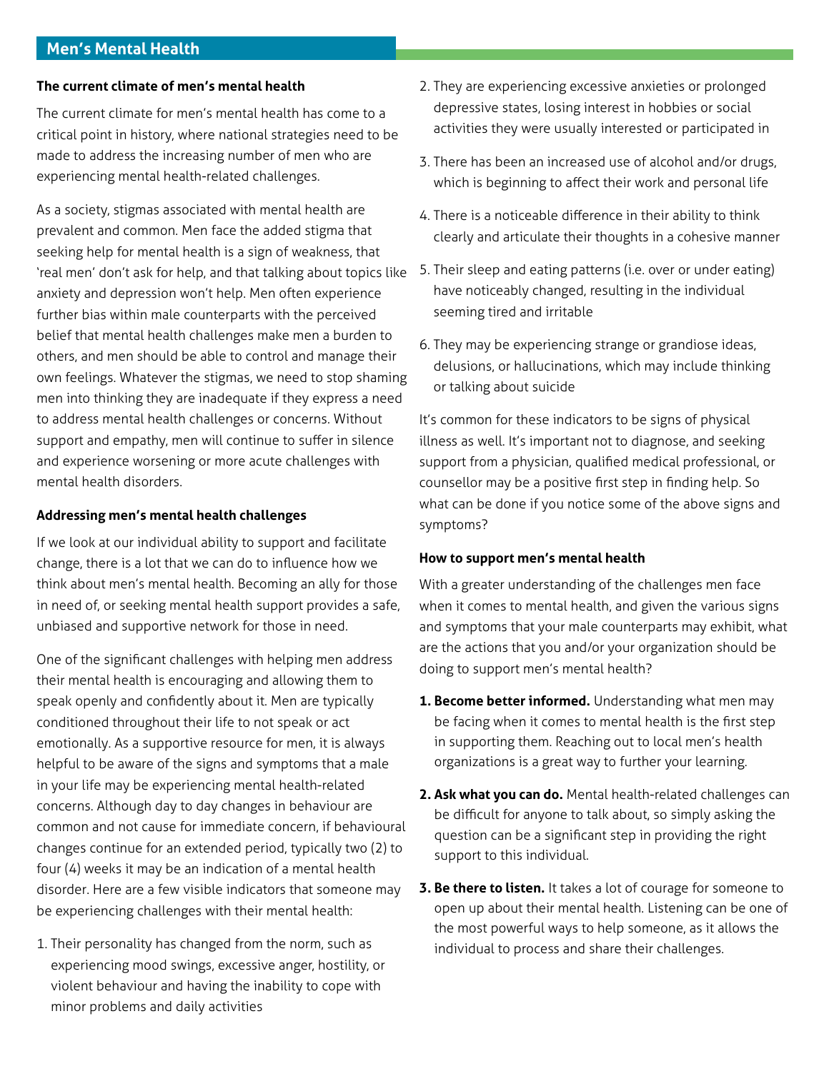## Men's Mental Health

### The current climate of men's mental health

The current climate for men's mental health has come to a critical point in history, where national strategies need to be made to address the increasing number of men who are experiencing mental health-related challenges.

As a society, stigmas associated with mental health are prevalent and common. Men face the added stigma that seeking help for mental health is a sign of weakness, that 'real men' don't ask for help, and that talking about topics like anxiety and depression won't help. Men often experience further bias within male counterparts with the perceived belief that mental health challenges make men a burden to others, and men should be able to control and manage their own feelings. Whatever the stigmas, we need to stop shaming men into thinking they are inadequate if they express a need to address mental health challenges or concerns. Without support and empathy, men will continue to suffer in silence and experience worsening or more acute challenges with mental health disorders.

### Addressing men's mental health challenges

If we look at our individual ability to support and facilitate change, there is a lot that we can do to influence how we think about men's mental health. Becoming an ally for those in need of, or seeking mental health support provides a safe, unbiased and supportive network for those in need.

One of the significant challenges with helping men address their mental health is encouraging and allowing them to speak openly and confidently about it. Men are typically conditioned throughout their life to not speak or act emotionally. As a supportive resource for men, it is always helpful to be aware of the signs and symptoms that a male in your life may be experiencing mental health-related concerns. Although day to day changes in behaviour are common and not cause for immediate concern, if behavioural changes continue for an extended period, typically two (2) to four (4) weeks it may be an indication of a mental health disorder. Here are a few visible indicators that someone may be experiencing challenges with their mental health:

1. Their personality has changed from the norm, such as experiencing mood swings, excessive anger, hostility, or violent behaviour and having the inability to cope with minor problems and daily activities
2. They are experiencing excessive anxieties or prolonged depressive states, losing interest in hobbies or social activities they were usually interested or participated in
3. There has been an increased use of alcohol and/or drugs, which is beginning to affect their work and personal life
4. There is a noticeable difference in their ability to think clearly and articulate their thoughts in a cohesive manner
5. Their sleep and eating patterns (i.e. over or under eating) have noticeably changed, resulting in the individual seeming tired and irritable
6. They may be experiencing strange or grandiose ideas, delusions, or hallucinations, which may include thinking or talking about suicide

It's common for these indicators to be signs of physical illness as well. It's important not to diagnose, and seeking support from a physician, qualified medical professional, or counsellor may be a positive first step in finding help. So what can be done if you notice some of the above signs and symptoms?

### How to support men's mental health

With a greater understanding of the challenges men face when it comes to mental health, and given the various signs and symptoms that your male counterparts may exhibit, what are the actions that you and/or your organization should be doing to support men's mental health?

1. **Become better informed.** Understanding what men may be facing when it comes to mental health is the first step in supporting them. Reaching out to local men's health organizations is a great way to further your learning.
2. **Ask what you can do.** Mental health-related challenges can be difficult for anyone to talk about, so simply asking the question can be a significant step in providing the right support to this individual.
3. **Be there to listen.** It takes a lot of courage for someone to open up about their mental health. Listening can be one of the most powerful ways to help someone, as it allows the individual to process and share their challenges.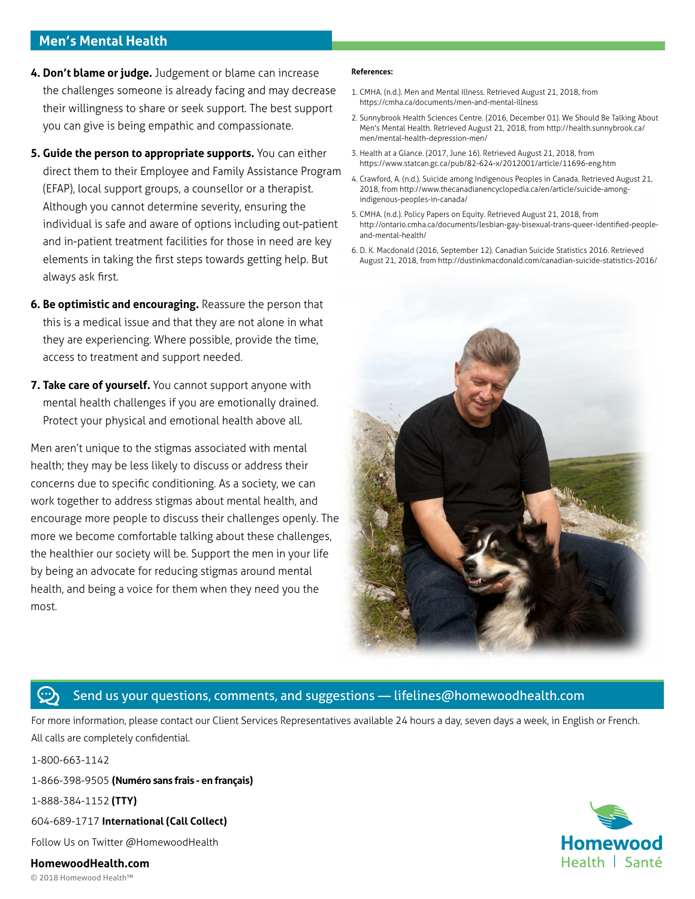4. **Don't blame or judge.** Judgement or blame can increase the challenges someone is already facing and may decrease their willingness to share or seek support. The best support you can give is being empathic and compassionate.

5. **Guide the person to appropriate supports.** You can either direct them to their Employee and Family Assistance Program (EFAP), local support groups, a counsellor or a therapist. Although you cannot determine severity, ensuring the individual is safe and aware of options including out-patient and in-patient treatment facilities for those in need are key elements in taking the first steps towards getting help. But always ask first.

6. **Be optimistic and encouraging.** Reassure the person that this is a medical issue and that they are not alone in what they are experiencing. Where possible, provide the time, access to treatment and support needed.

7. **Take care of yourself.** You cannot support anyone with mental health challenges if you are emotionally drained. Protect your physical and emotional health above all.

Men aren't unique to the stigmas associated with mental health; they may be less likely to discuss or address their concerns due to specific conditioning. As a society, we can work together to address stigmas about mental health, and encourage more people to discuss their challenges openly. The more we become comfortable talking about these challenges, the healthier our society will be. Support the men in your life by being an advocate for reducing stigmas around mental health, and being a voice for them when they need you the most.

**References:**

1. CMHA. (n.d.). Men and Mental Illness. Retrieved August 21, 2018, from https://cmha.ca/documents/men-and-mental-illness
2. Sunnybrook Health Sciences Centre. (2016, December 01). We Should Be Talking About Men's Mental Health. Retrieved August 21, 2018, from http://health.sunnybrook.ca/men/mental-health-depression-men/
3. Health at a Glance. (2017, June 16). Retrieved August 21, 2018, from https://www.statcan.gc.ca/pub/82-624-x/2012001/article/11696-eng.htm
4. Crawford, A. (n.d.). Suicide among Indigenous Peoples in Canada. Retrieved August 21, 2018, from http://www.thecanadianencyclopedia.ca/en/article/suicide-among-indigenous-peoples-in-canada/
5. CMHA. (n.d.). Policy Papers on Equity. Retrieved August 21, 2018, from http://ontario.cmha.ca/documents/lesbian-gay-bisexual-trans-queer-identified-people-and-mental-health/
6. D. K. Macdonald (2016, September 12). Canadian Suicide Statistics 2016. Retrieved August 21, 2018, from http://dustinkmacdonald.com/canadian-suicide-statistics-2016/

## Send us your questions, comments, and suggestions — lifelines@homewoodhealth.com

For more information, please contact our Client Services Representatives available 24 hours a day, seven days a week, in English or French. All calls are completely confidential.

1-800-663-1142

1-866-398-9505 **(Numéro sans frais - en français)**

1-888-384-1152 **(TTY)**

604-689-1717 **International (Call Collect)**

Follow Us on Twitter @HomewoodHealth

**HomewoodHealth.com**

© 2018 Homewood Health™

Homewood Health | Santé